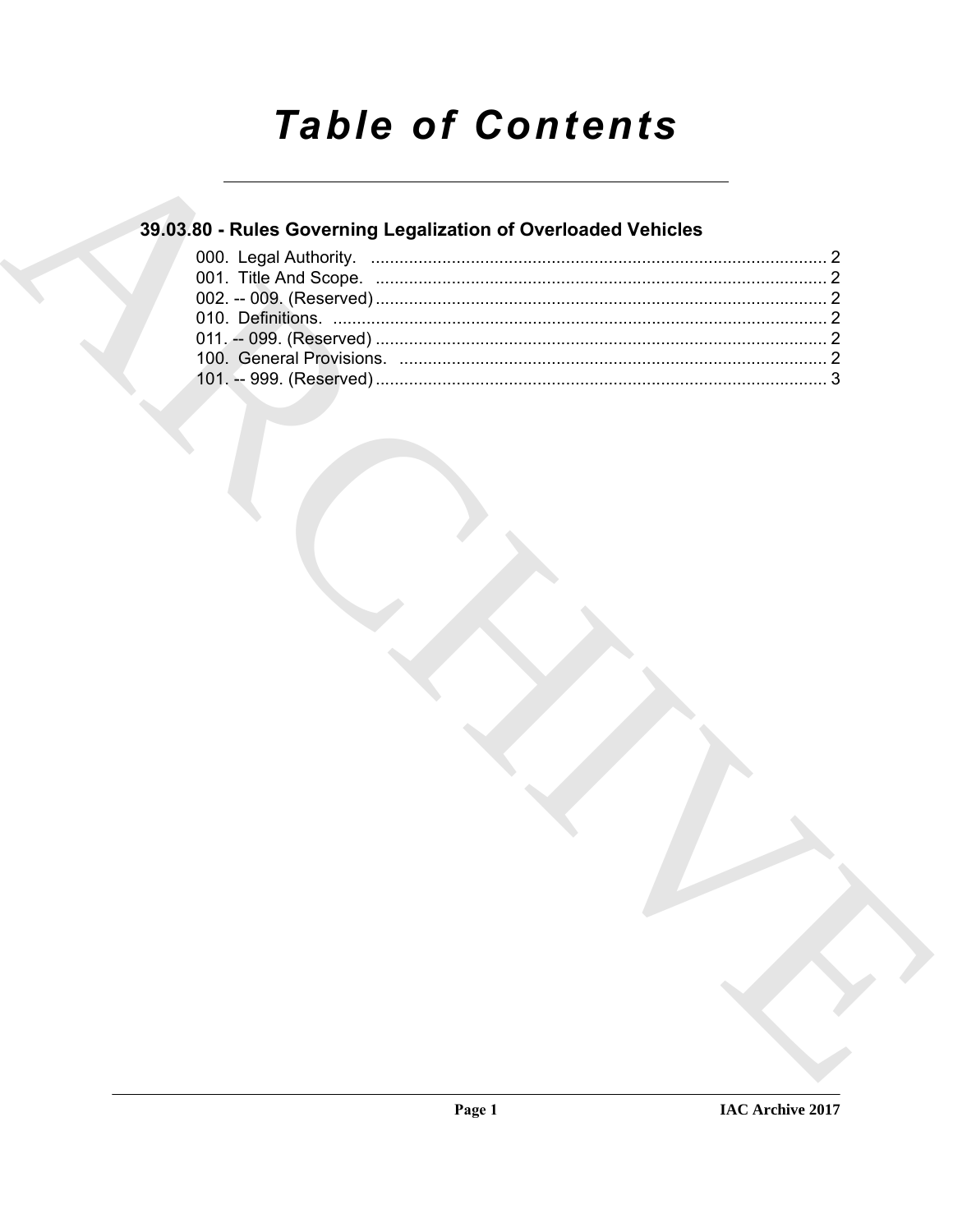# *Table of Contents*

## 39.03.80 - Rules Governing Legalization of Overloaded Vehicles

000. Legal Authority. ........................................................................................ 2
001. Title And Scope. ........................................................................................ 2
002. -- 009. (Reserved) ........................................................................................ 2
010. Definitions. ........................................................................................ 2
011. -- 099. (Reserved) ........................................................................................ 2
100. General Provisions. ........................................................................................ 2
101. -- 999. (Reserved) ........................................................................................ 3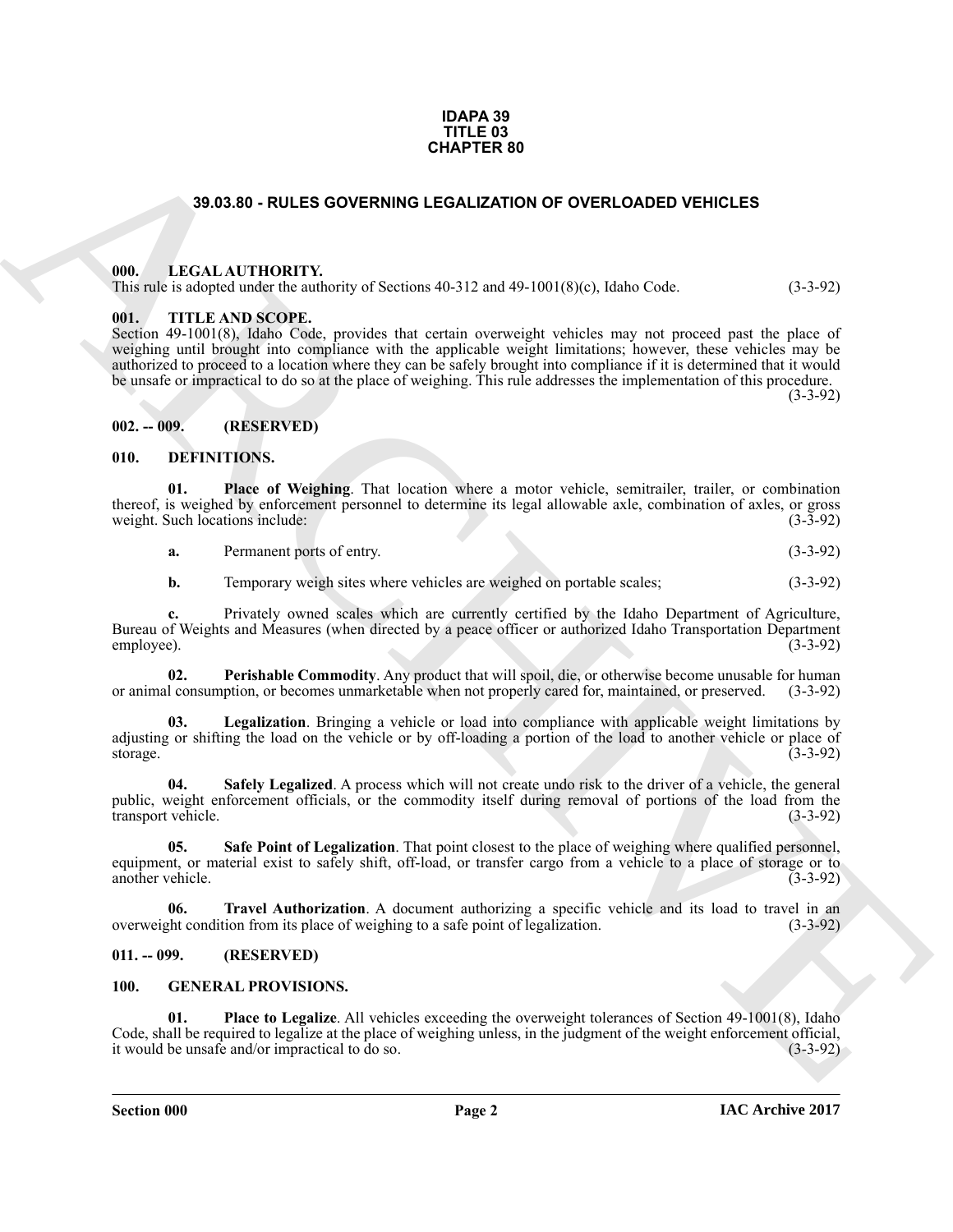**IDAPA 39**
**TITLE 03**
**CHAPTER 80**

# 39.03.80 - RULES GOVERNING LEGALIZATION OF OVERLOADED VEHICLES

## 000. LEGAL AUTHORITY.

This rule is adopted under the authority of Sections 40-312 and 49-1001(8)(c), Idaho Code. (3-3-92)

## 001. TITLE AND SCOPE.

Section 49-1001(8), Idaho Code, provides that certain overweight vehicles may not proceed past the place of weighing until brought into compliance with the applicable weight limitations; however, these vehicles may be authorized to proceed to a location where they can be safely brought into compliance if it is determined that it would be unsafe or impractical to do so at the place of weighing. This rule addresses the implementation of this procedure. (3-3-92)

## 002. -- 009. (RESERVED)

## 010. DEFINITIONS.

**01. Place of Weighing**. That location where a motor vehicle, semitrailer, trailer, or combination thereof, is weighed by enforcement personnel to determine its legal allowable axle, combination of axles, or gross weight. Such locations include: (3-3-92)

**a.** Permanent ports of entry. (3-3-92)

**b.** Temporary weigh sites where vehicles are weighed on portable scales; (3-3-92)

**c.** Privately owned scales which are currently certified by the Idaho Department of Agriculture, Bureau of Weights and Measures (when directed by a peace officer or authorized Idaho Transportation Department employee). (3-3-92)

**02. Perishable Commodity**. Any product that will spoil, die, or otherwise become unusable for human or animal consumption, or becomes unmarketable when not properly cared for, maintained, or preserved. (3-3-92)

**03. Legalization**. Bringing a vehicle or load into compliance with applicable weight limitations by adjusting or shifting the load on the vehicle or by off-loading a portion of the load to another vehicle or place of storage. (3-3-92)

**04. Safely Legalized**. A process which will not create undo risk to the driver of a vehicle, the general public, weight enforcement officials, or the commodity itself during removal of portions of the load from the transport vehicle. (3-3-92)

**05. Safe Point of Legalization**. That point closest to the place of weighing where qualified personnel, equipment, or material exist to safely shift, off-load, or transfer cargo from a vehicle to a place of storage or to another vehicle. (3-3-92)

**06. Travel Authorization**. A document authorizing a specific vehicle and its load to travel in an overweight condition from its place of weighing to a safe point of legalization. (3-3-92)

## 011. -- 099. (RESERVED)

## 100. GENERAL PROVISIONS.

**01. Place to Legalize**. All vehicles exceeding the overweight tolerances of Section 49-1001(8), Idaho Code, shall be required to legalize at the place of weighing unless, in the judgment of the weight enforcement official, it would be unsafe and/or impractical to do so. (3-3-92)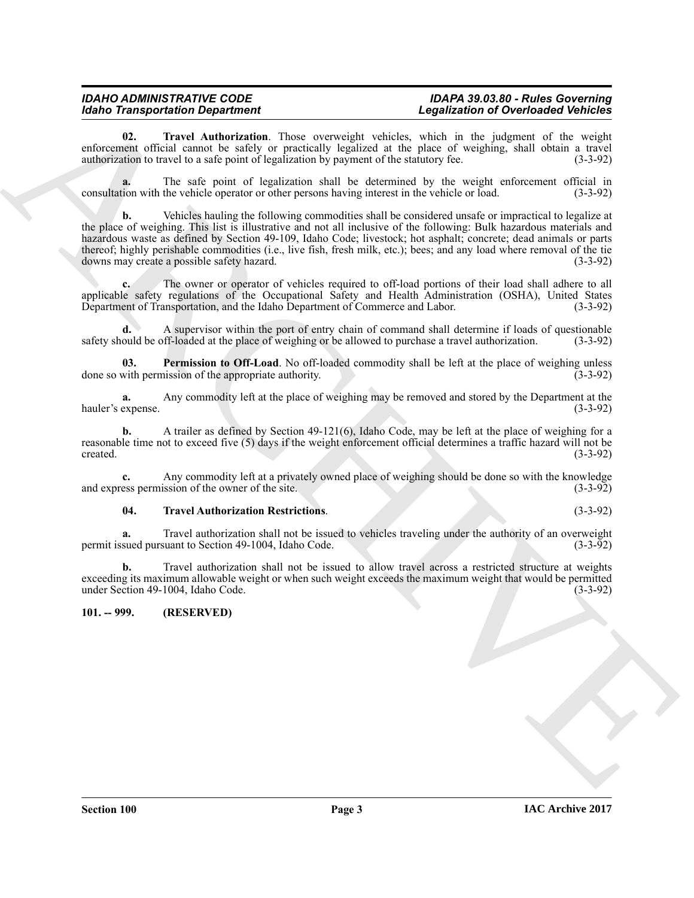**02. Travel Authorization**. Those overweight vehicles, which in the judgment of the weight enforcement official cannot be safely or practically legalized at the place of weighing, shall obtain a travel authorization to travel to a safe point of legalization by payment of the statutory fee. (3-3-92)

**a.** The safe point of legalization shall be determined by the weight enforcement official in consultation with the vehicle operator or other persons having interest in the vehicle or load. (3-3-92)

**b.** Vehicles hauling the following commodities shall be considered unsafe or impractical to legalize at the place of weighing. This list is illustrative and not all inclusive of the following: Bulk hazardous materials and hazardous waste as defined by Section 49-109, Idaho Code; livestock; hot asphalt; concrete; dead animals or parts thereof; highly perishable commodities (i.e., live fish, fresh milk, etc.); bees; and any load where removal of the tie downs may create a possible safety hazard. (3-3-92)

**c.** The owner or operator of vehicles required to off-load portions of their load shall adhere to all applicable safety regulations of the Occupational Safety and Health Administration (OSHA), United States Department of Transportation, and the Idaho Department of Commerce and Labor. (3-3-92)

**d.** A supervisor within the port of entry chain of command shall determine if loads of questionable safety should be off-loaded at the place of weighing or be allowed to purchase a travel authorization. (3-3-92)

**03. Permission to Off-Load**. No off-loaded commodity shall be left at the place of weighing unless done so with permission of the appropriate authority. (3-3-92)

**a.** Any commodity left at the place of weighing may be removed and stored by the Department at the hauler's expense. (3-3-92)

**b.** A trailer as defined by Section 49-121(6), Idaho Code, may be left at the place of weighing for a reasonable time not to exceed five (5) days if the weight enforcement official determines a traffic hazard will not be created. (3-3-92)

**c.** Any commodity left at a privately owned place of weighing should be done so with the knowledge and express permission of the owner of the site. (3-3-92)

**04. Travel Authorization Restrictions**. (3-3-92)

**a.** Travel authorization shall not be issued to vehicles traveling under the authority of an overweight permit issued pursuant to Section 49-1004, Idaho Code. (3-3-92)

**b.** Travel authorization shall not be issued to allow travel across a restricted structure at weights exceeding its maximum allowable weight or when such weight exceeds the maximum weight that would be permitted under Section 49-1004, Idaho Code. (3-3-92)

## 101. -- 999. (RESERVED)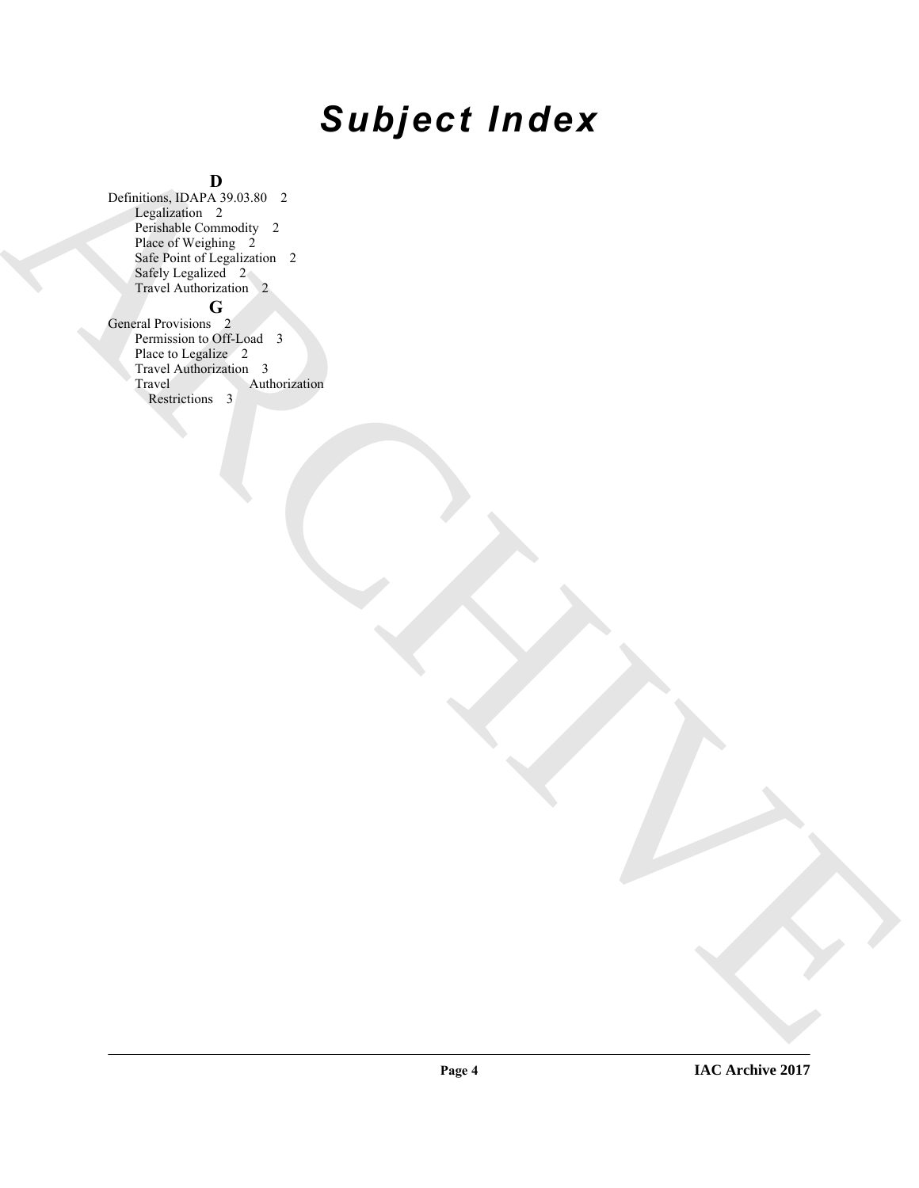# *Subject Index*

**D**

Definitions, IDAPA 39.03.80 2
- Legalization 2
- Perishable Commodity 2
- Place of Weighing 2
- Safe Point of Legalization 2
- Safely Legalized 2
- Travel Authorization 2

**G**

General Provisions 2
- Permission to Off-Load 3
- Place to Legalize 2
- Travel Authorization 3
- Travel Authorization Restrictions 3